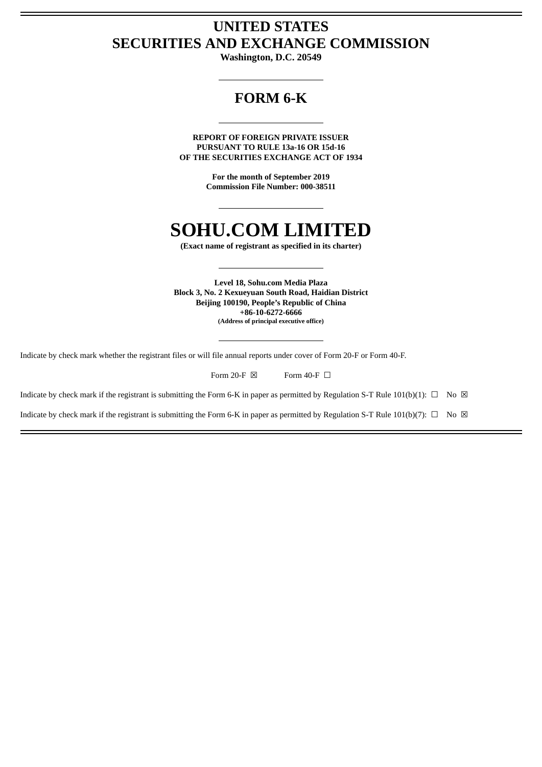# UNITED STATES
# SECURITIES AND EXCHANGE COMMISSION

**Washington, D.C. 20549**

---

## FORM 6-K

---

**REPORT OF FOREIGN PRIVATE ISSUER**
**PURSUANT TO RULE 13a-16 OR 15d-16**
**OF THE SECURITIES EXCHANGE ACT OF 1934**

**For the month of September 2019**
**Commission File Number: 000-38511**

---

# SOHU.COM LIMITED

**(Exact name of registrant as specified in its charter)**

---

**Level 18, Sohu.com Media Plaza**
**Block 3, No. 2 Kexueyuan South Road, Haidian District**
**Beijing 100190, People's Republic of China**
**+86-10-6272-6666**
**(Address of principal executive office)**

---

Indicate by check mark whether the registrant files or will file annual reports under cover of Form 20-F or Form 40-F.

Form 20-F ☒ Form 40-F ☐

Indicate by check mark if the registrant is submitting the Form 6-K in paper as permitted by Regulation S-T Rule 101(b)(1): ☐ No ☒

Indicate by check mark if the registrant is submitting the Form 6-K in paper as permitted by Regulation S-T Rule 101(b)(7): ☐ No ☒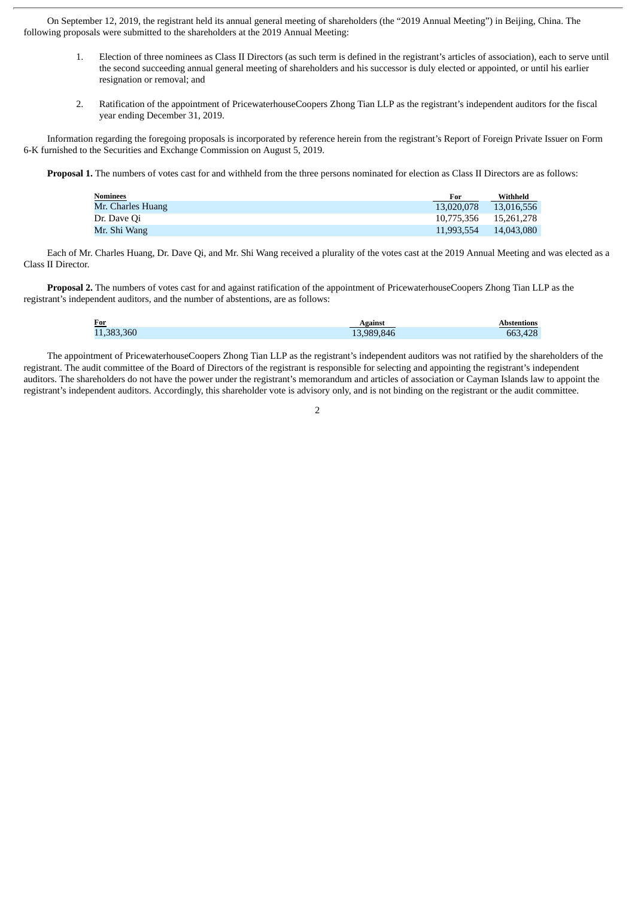On September 12, 2019, the registrant held its annual general meeting of shareholders (the "2019 Annual Meeting") in Beijing, China. The following proposals were submitted to the shareholders at the 2019 Annual Meeting:

1. Election of three nominees as Class II Directors (as such term is defined in the registrant's articles of association), each to serve until the second succeeding annual general meeting of shareholders and his successor is duly elected or appointed, or until his earlier resignation or removal; and

2. Ratification of the appointment of PricewaterhouseCoopers Zhong Tian LLP as the registrant's independent auditors for the fiscal year ending December 31, 2019.

Information regarding the foregoing proposals is incorporated by reference herein from the registrant's Report of Foreign Private Issuer on Form 6-K furnished to the Securities and Exchange Commission on August 5, 2019.

**Proposal 1.** The numbers of votes cast for and withheld from the three persons nominated for election as Class II Directors are as follows:

| Nominees | For | Withheld |
| --- | --- | --- |
| Mr. Charles Huang | 13,020,078 | 13,016,556 |
| Dr. Dave Qi | 10,775,356 | 15,261,278 |
| Mr. Shi Wang | 11,993,554 | 14,043,080 |

Each of Mr. Charles Huang, Dr. Dave Qi, and Mr. Shi Wang received a plurality of the votes cast at the 2019 Annual Meeting and was elected as a Class II Director.

**Proposal 2.** The numbers of votes cast for and against ratification of the appointment of PricewaterhouseCoopers Zhong Tian LLP as the registrant's independent auditors, and the number of abstentions, are as follows:

| For | Against | Abstentions |
| --- | --- | --- |
| 11,383,360 | 13,989,846 | 663,428 |

The appointment of PricewaterhouseCoopers Zhong Tian LLP as the registrant's independent auditors was not ratified by the shareholders of the registrant. The audit committee of the Board of Directors of the registrant is responsible for selecting and appointing the registrant's independent auditors. The shareholders do not have the power under the registrant's memorandum and articles of association or Cayman Islands law to appoint the registrant's independent auditors. Accordingly, this shareholder vote is advisory only, and is not binding on the registrant or the audit committee.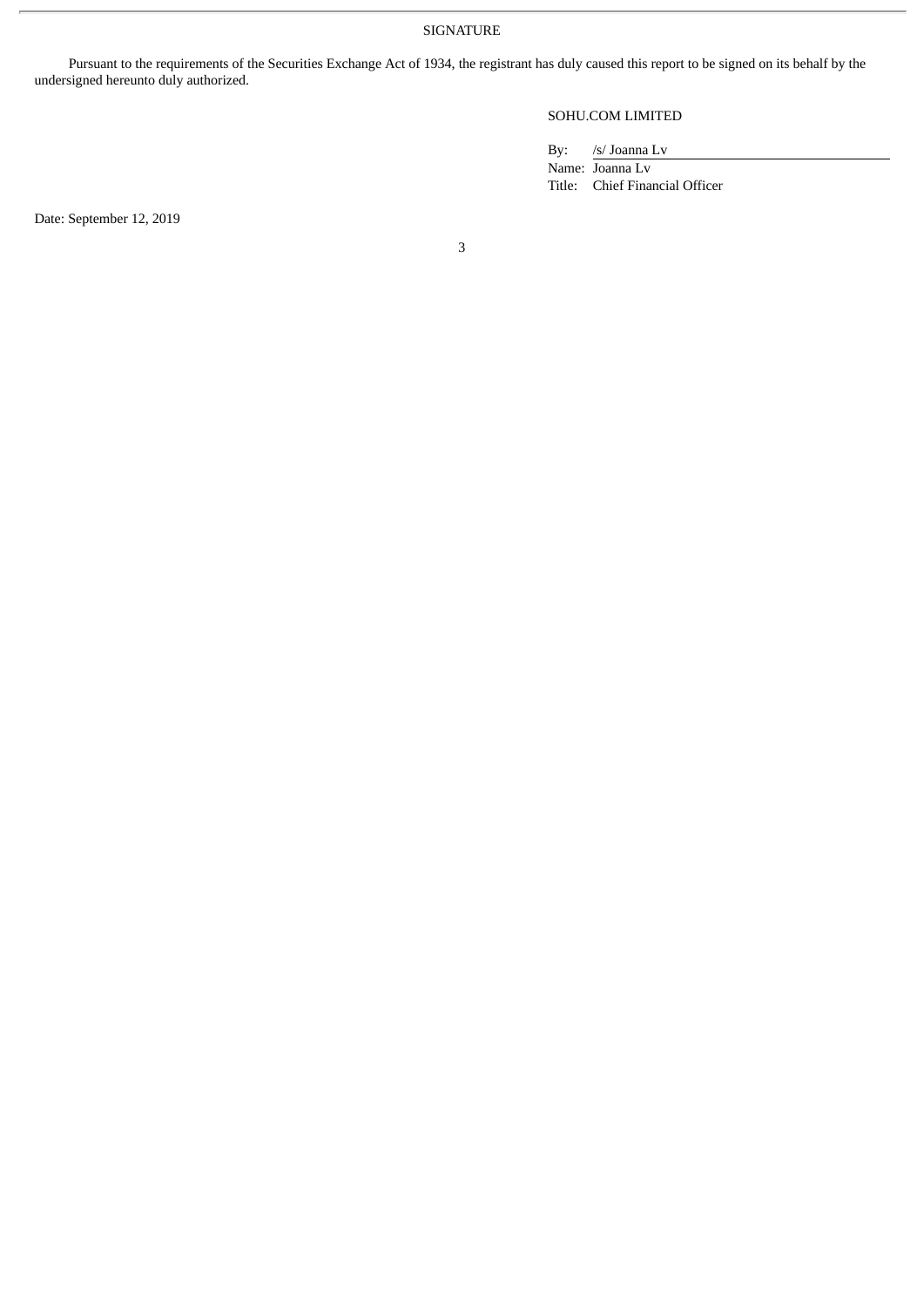# SIGNATURE

Pursuant to the requirements of the Securities Exchange Act of 1934, the registrant has duly caused this report to be signed on its behalf by the undersigned hereunto duly authorized.

SOHU.COM LIMITED

| | |
|---|---|
| By: | /s/ Joanna Lv |
| Name: | Joanna Lv |
| Title: | Chief Financial Officer |

Date: September 12, 2019